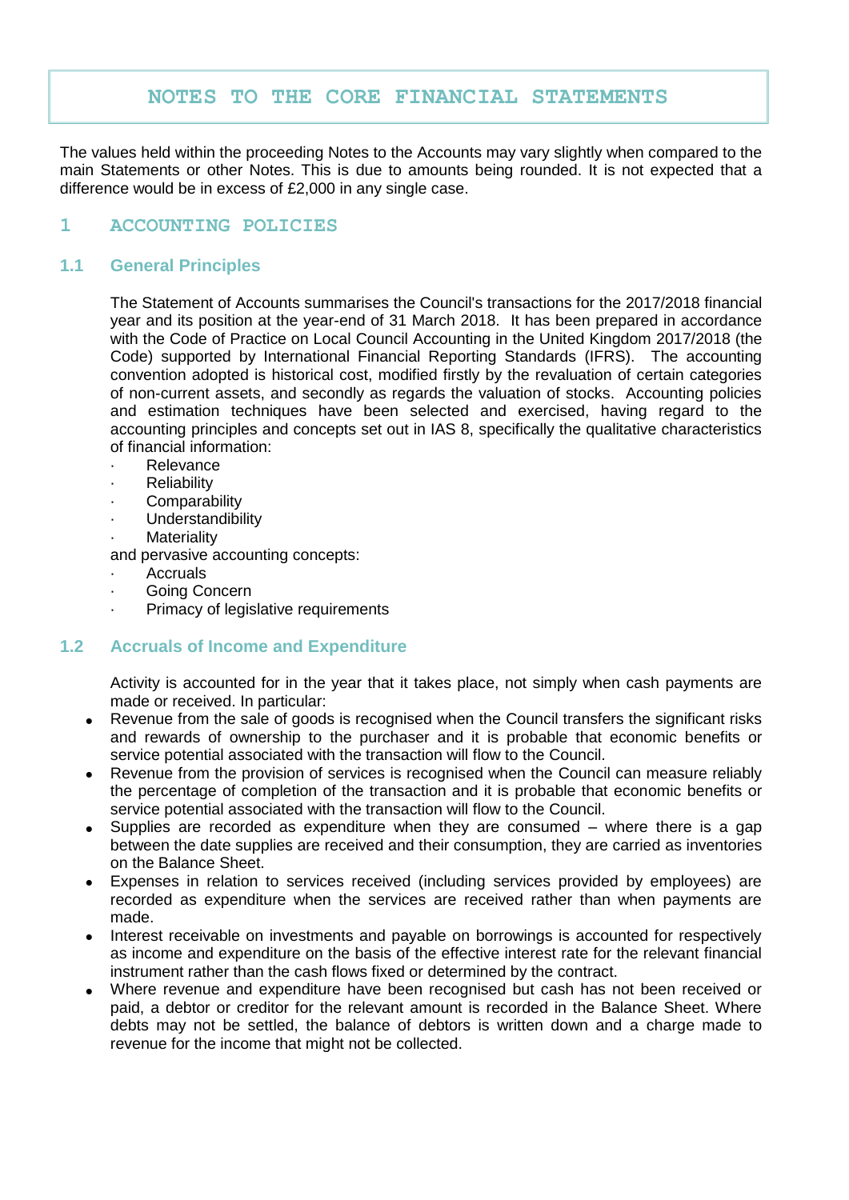# NOTES TO THE CORE FINANCIAL STATEMENTS

The values held within the proceeding Notes to the Accounts may vary slightly when compared to the main Statements or other Notes. This is due to amounts being rounded. It is not expected that a difference would be in excess of £2,000 in any single case.

## 1 ACCOUNTING POLICIES

### 1.1 General Principles

The Statement of Accounts summarises the Council's transactions for the 2017/2018 financial year and its position at the year-end of 31 March 2018. It has been prepared in accordance with the Code of Practice on Local Council Accounting in the United Kingdom 2017/2018 (the Code) supported by International Financial Reporting Standards (IFRS). The accounting convention adopted is historical cost, modified firstly by the revaluation of certain categories of non-current assets, and secondly as regards the valuation of stocks. Accounting policies and estimation techniques have been selected and exercised, having regard to the accounting principles and concepts set out in IAS 8, specifically the qualitative characteristics of financial information:

- Relevance
- Reliability
- Comparability
- Understandibility
- Materiality

and pervasive accounting concepts:

- Accruals
- Going Concern
- Primacy of legislative requirements

### 1.2 Accruals of Income and Expenditure

Activity is accounted for in the year that it takes place, not simply when cash payments are made or received. In particular:

- Revenue from the sale of goods is recognised when the Council transfers the significant risks and rewards of ownership to the purchaser and it is probable that economic benefits or service potential associated with the transaction will flow to the Council.
- Revenue from the provision of services is recognised when the Council can measure reliably the percentage of completion of the transaction and it is probable that economic benefits or service potential associated with the transaction will flow to the Council.
- Supplies are recorded as expenditure when they are consumed – where there is a gap between the date supplies are received and their consumption, they are carried as inventories on the Balance Sheet.
- Expenses in relation to services received (including services provided by employees) are recorded as expenditure when the services are received rather than when payments are made.
- Interest receivable on investments and payable on borrowings is accounted for respectively as income and expenditure on the basis of the effective interest rate for the relevant financial instrument rather than the cash flows fixed or determined by the contract.
- Where revenue and expenditure have been recognised but cash has not been received or paid, a debtor or creditor for the relevant amount is recorded in the Balance Sheet. Where debts may not be settled, the balance of debtors is written down and a charge made to revenue for the income that might not be collected.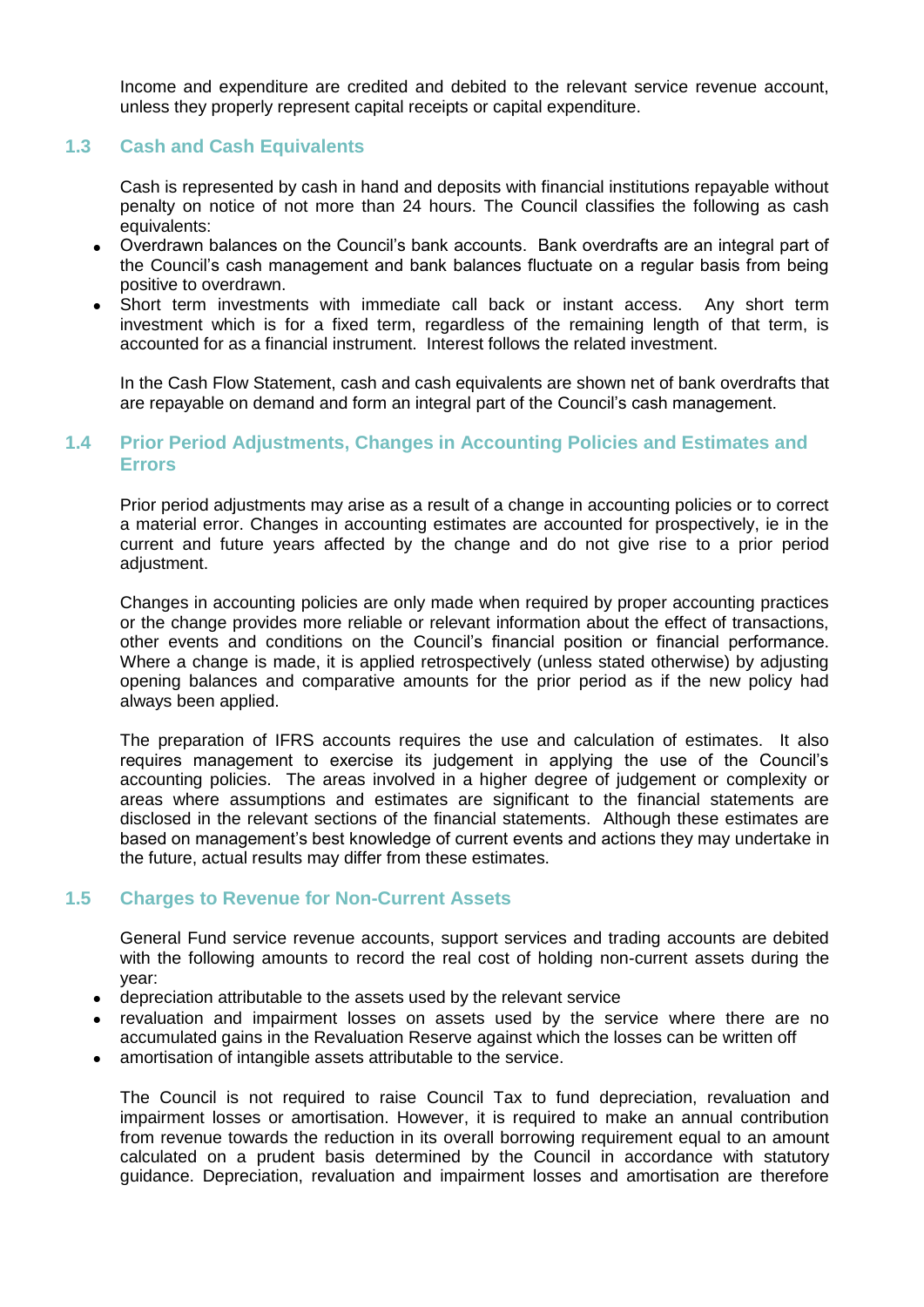Income and expenditure are credited and debited to the relevant service revenue account, unless they properly represent capital receipts or capital expenditure.

### 1.3 Cash and Cash Equivalents

Cash is represented by cash in hand and deposits with financial institutions repayable without penalty on notice of not more than 24 hours. The Council classifies the following as cash equivalents:

- Overdrawn balances on the Council's bank accounts. Bank overdrafts are an integral part of the Council's cash management and bank balances fluctuate on a regular basis from being positive to overdrawn.
- Short term investments with immediate call back or instant access. Any short term investment which is for a fixed term, regardless of the remaining length of that term, is accounted for as a financial instrument. Interest follows the related investment.

In the Cash Flow Statement, cash and cash equivalents are shown net of bank overdrafts that are repayable on demand and form an integral part of the Council's cash management.

### 1.4 Prior Period Adjustments, Changes in Accounting Policies and Estimates and Errors

Prior period adjustments may arise as a result of a change in accounting policies or to correct a material error. Changes in accounting estimates are accounted for prospectively, ie in the current and future years affected by the change and do not give rise to a prior period adjustment.

Changes in accounting policies are only made when required by proper accounting practices or the change provides more reliable or relevant information about the effect of transactions, other events and conditions on the Council's financial position or financial performance. Where a change is made, it is applied retrospectively (unless stated otherwise) by adjusting opening balances and comparative amounts for the prior period as if the new policy had always been applied.

The preparation of IFRS accounts requires the use and calculation of estimates. It also requires management to exercise its judgement in applying the use of the Council's accounting policies. The areas involved in a higher degree of judgement or complexity or areas where assumptions and estimates are significant to the financial statements are disclosed in the relevant sections of the financial statements. Although these estimates are based on management's best knowledge of current events and actions they may undertake in the future, actual results may differ from these estimates.

### 1.5 Charges to Revenue for Non-Current Assets

General Fund service revenue accounts, support services and trading accounts are debited with the following amounts to record the real cost of holding non-current assets during the year:

- depreciation attributable to the assets used by the relevant service
- revaluation and impairment losses on assets used by the service where there are no accumulated gains in the Revaluation Reserve against which the losses can be written off
- amortisation of intangible assets attributable to the service.

The Council is not required to raise Council Tax to fund depreciation, revaluation and impairment losses or amortisation. However, it is required to make an annual contribution from revenue towards the reduction in its overall borrowing requirement equal to an amount calculated on a prudent basis determined by the Council in accordance with statutory guidance. Depreciation, revaluation and impairment losses and amortisation are therefore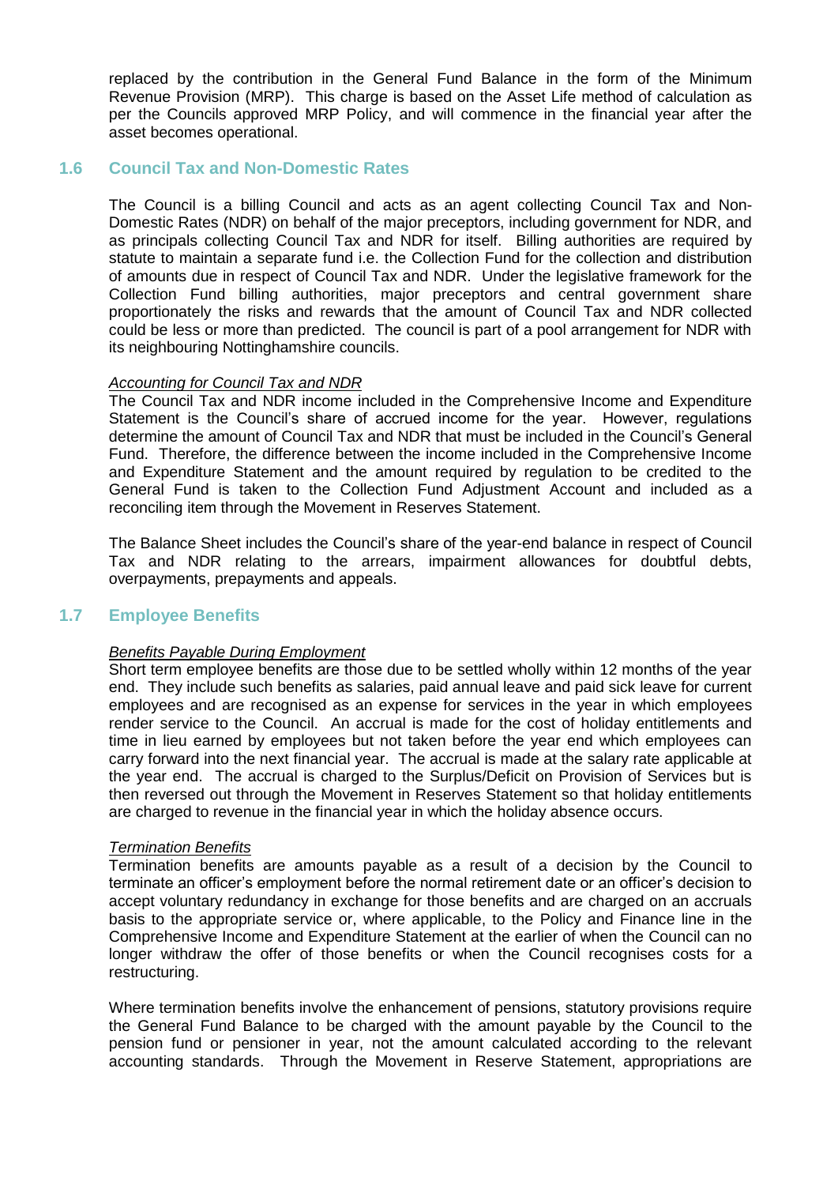replaced by the contribution in the General Fund Balance in the form of the Minimum Revenue Provision (MRP). This charge is based on the Asset Life method of calculation as per the Councils approved MRP Policy, and will commence in the financial year after the asset becomes operational.

## 1.6 Council Tax and Non-Domestic Rates

The Council is a billing Council and acts as an agent collecting Council Tax and Non-Domestic Rates (NDR) on behalf of the major preceptors, including government for NDR, and as principals collecting Council Tax and NDR for itself. Billing authorities are required by statute to maintain a separate fund i.e. the Collection Fund for the collection and distribution of amounts due in respect of Council Tax and NDR. Under the legislative framework for the Collection Fund billing authorities, major preceptors and central government share proportionately the risks and rewards that the amount of Council Tax and NDR collected could be less or more than predicted. The council is part of a pool arrangement for NDR with its neighbouring Nottinghamshire councils.

*Accounting for Council Tax and NDR*
The Council Tax and NDR income included in the Comprehensive Income and Expenditure Statement is the Council's share of accrued income for the year. However, regulations determine the amount of Council Tax and NDR that must be included in the Council's General Fund. Therefore, the difference between the income included in the Comprehensive Income and Expenditure Statement and the amount required by regulation to be credited to the General Fund is taken to the Collection Fund Adjustment Account and included as a reconciling item through the Movement in Reserves Statement.

The Balance Sheet includes the Council's share of the year-end balance in respect of Council Tax and NDR relating to the arrears, impairment allowances for doubtful debts, overpayments, prepayments and appeals.

## 1.7 Employee Benefits

*Benefits Payable During Employment*
Short term employee benefits are those due to be settled wholly within 12 months of the year end. They include such benefits as salaries, paid annual leave and paid sick leave for current employees and are recognised as an expense for services in the year in which employees render service to the Council. An accrual is made for the cost of holiday entitlements and time in lieu earned by employees but not taken before the year end which employees can carry forward into the next financial year. The accrual is made at the salary rate applicable at the year end. The accrual is charged to the Surplus/Deficit on Provision of Services but is then reversed out through the Movement in Reserves Statement so that holiday entitlements are charged to revenue in the financial year in which the holiday absence occurs.

*Termination Benefits*
Termination benefits are amounts payable as a result of a decision by the Council to terminate an officer's employment before the normal retirement date or an officer's decision to accept voluntary redundancy in exchange for those benefits and are charged on an accruals basis to the appropriate service or, where applicable, to the Policy and Finance line in the Comprehensive Income and Expenditure Statement at the earlier of when the Council can no longer withdraw the offer of those benefits or when the Council recognises costs for a restructuring.

Where termination benefits involve the enhancement of pensions, statutory provisions require the General Fund Balance to be charged with the amount payable by the Council to the pension fund or pensioner in year, not the amount calculated according to the relevant accounting standards. Through the Movement in Reserve Statement, appropriations are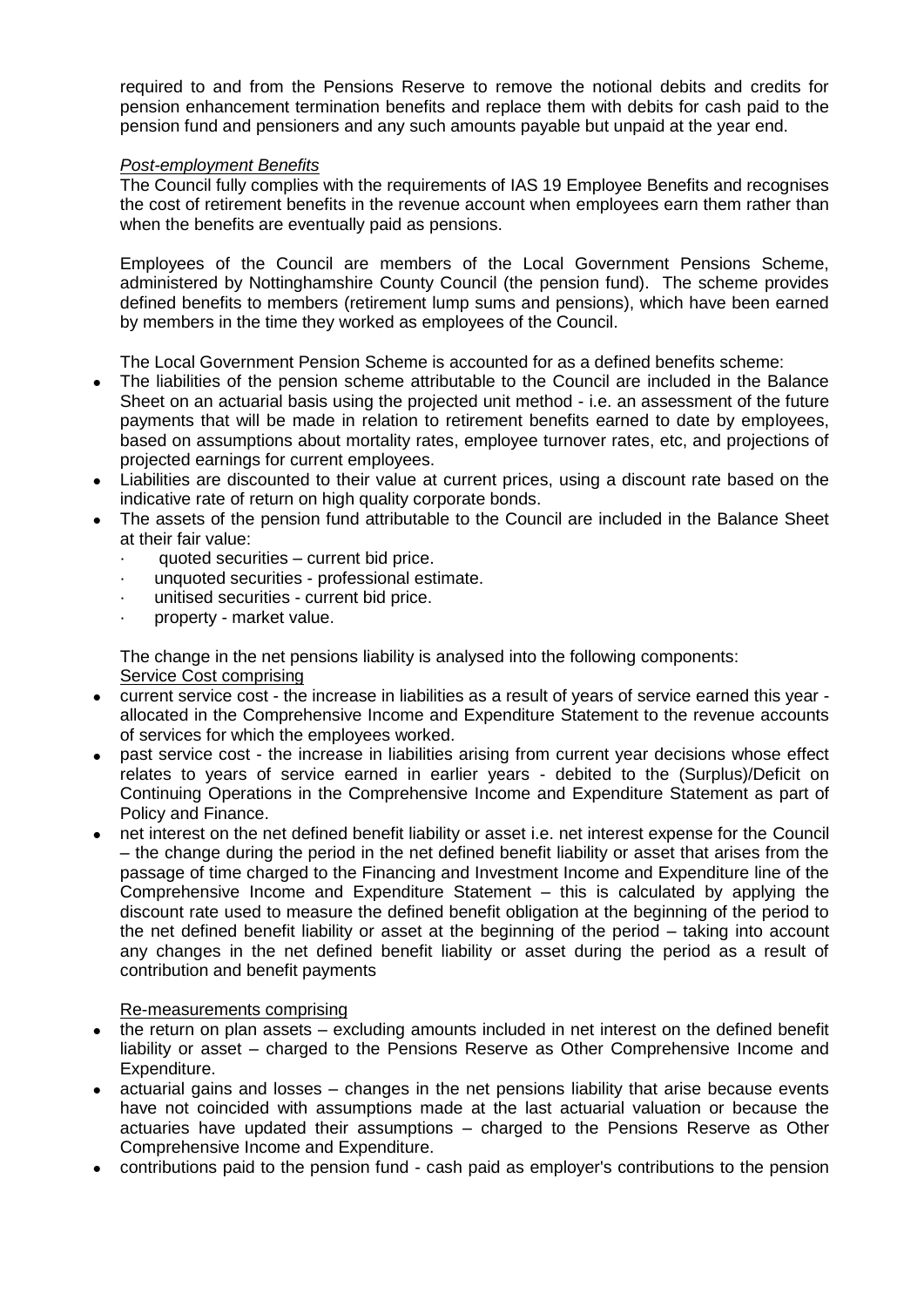required to and from the Pensions Reserve to remove the notional debits and credits for pension enhancement termination benefits and replace them with debits for cash paid to the pension fund and pensioners and any such amounts payable but unpaid at the year end.

*Post-employment Benefits*

The Council fully complies with the requirements of IAS 19 Employee Benefits and recognises the cost of retirement benefits in the revenue account when employees earn them rather than when the benefits are eventually paid as pensions.

Employees of the Council are members of the Local Government Pensions Scheme, administered by Nottinghamshire County Council (the pension fund). The scheme provides defined benefits to members (retirement lump sums and pensions), which have been earned by members in the time they worked as employees of the Council.

The Local Government Pension Scheme is accounted for as a defined benefits scheme:

- The liabilities of the pension scheme attributable to the Council are included in the Balance Sheet on an actuarial basis using the projected unit method - i.e. an assessment of the future payments that will be made in relation to retirement benefits earned to date by employees, based on assumptions about mortality rates, employee turnover rates, etc, and projections of projected earnings for current employees.
- Liabilities are discounted to their value at current prices, using a discount rate based on the indicative rate of return on high quality corporate bonds.
- The assets of the pension fund attributable to the Council are included in the Balance Sheet at their fair value:
  - quoted securities – current bid price.
  - unquoted securities - professional estimate.
  - unitised securities - current bid price.
  - property - market value.

The change in the net pensions liability is analysed into the following components:

Service Cost comprising

- current service cost - the increase in liabilities as a result of years of service earned this year - allocated in the Comprehensive Income and Expenditure Statement to the revenue accounts of services for which the employees worked.
- past service cost - the increase in liabilities arising from current year decisions whose effect relates to years of service earned in earlier years - debited to the (Surplus)/Deficit on Continuing Operations in the Comprehensive Income and Expenditure Statement as part of Policy and Finance.
- net interest on the net defined benefit liability or asset i.e. net interest expense for the Council – the change during the period in the net defined benefit liability or asset that arises from the passage of time charged to the Financing and Investment Income and Expenditure line of the Comprehensive Income and Expenditure Statement – this is calculated by applying the discount rate used to measure the defined benefit obligation at the beginning of the period to the net defined benefit liability or asset at the beginning of the period – taking into account any changes in the net defined benefit liability or asset during the period as a result of contribution and benefit payments

Re-measurements comprising

- the return on plan assets – excluding amounts included in net interest on the defined benefit liability or asset – charged to the Pensions Reserve as Other Comprehensive Income and Expenditure.
- actuarial gains and losses – changes in the net pensions liability that arise because events have not coincided with assumptions made at the last actuarial valuation or because the actuaries have updated their assumptions – charged to the Pensions Reserve as Other Comprehensive Income and Expenditure.
- contributions paid to the pension fund - cash paid as employer's contributions to the pension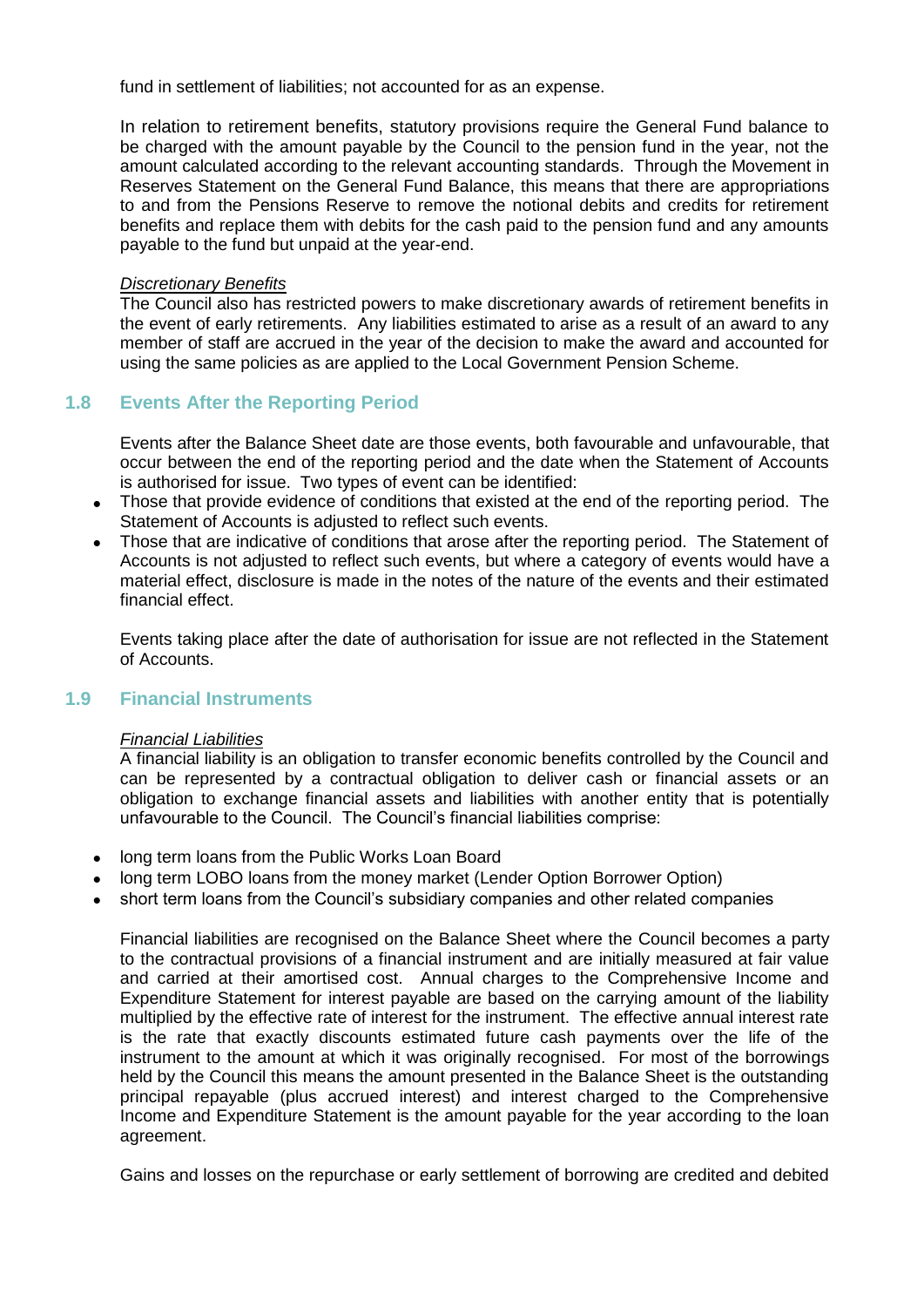fund in settlement of liabilities; not accounted for as an expense.

In relation to retirement benefits, statutory provisions require the General Fund balance to be charged with the amount payable by the Council to the pension fund in the year, not the amount calculated according to the relevant accounting standards. Through the Movement in Reserves Statement on the General Fund Balance, this means that there are appropriations to and from the Pensions Reserve to remove the notional debits and credits for retirement benefits and replace them with debits for the cash paid to the pension fund and any amounts payable to the fund but unpaid at the year-end.

*Discretionary Benefits*

The Council also has restricted powers to make discretionary awards of retirement benefits in the event of early retirements. Any liabilities estimated to arise as a result of an award to any member of staff are accrued in the year of the decision to make the award and accounted for using the same policies as are applied to the Local Government Pension Scheme.

## 1.8 Events After the Reporting Period

Events after the Balance Sheet date are those events, both favourable and unfavourable, that occur between the end of the reporting period and the date when the Statement of Accounts is authorised for issue. Two types of event can be identified:

- Those that provide evidence of conditions that existed at the end of the reporting period. The Statement of Accounts is adjusted to reflect such events.
- Those that are indicative of conditions that arose after the reporting period. The Statement of Accounts is not adjusted to reflect such events, but where a category of events would have a material effect, disclosure is made in the notes of the nature of the events and their estimated financial effect.

Events taking place after the date of authorisation for issue are not reflected in the Statement of Accounts.

## 1.9 Financial Instruments

*Financial Liabilities*

A financial liability is an obligation to transfer economic benefits controlled by the Council and can be represented by a contractual obligation to deliver cash or financial assets or an obligation to exchange financial assets and liabilities with another entity that is potentially unfavourable to the Council. The Council's financial liabilities comprise:

- long term loans from the Public Works Loan Board
- long term LOBO loans from the money market (Lender Option Borrower Option)
- short term loans from the Council's subsidiary companies and other related companies

Financial liabilities are recognised on the Balance Sheet where the Council becomes a party to the contractual provisions of a financial instrument and are initially measured at fair value and carried at their amortised cost. Annual charges to the Comprehensive Income and Expenditure Statement for interest payable are based on the carrying amount of the liability multiplied by the effective rate of interest for the instrument. The effective annual interest rate is the rate that exactly discounts estimated future cash payments over the life of the instrument to the amount at which it was originally recognised. For most of the borrowings held by the Council this means the amount presented in the Balance Sheet is the outstanding principal repayable (plus accrued interest) and interest charged to the Comprehensive Income and Expenditure Statement is the amount payable for the year according to the loan agreement.

Gains and losses on the repurchase or early settlement of borrowing are credited and debited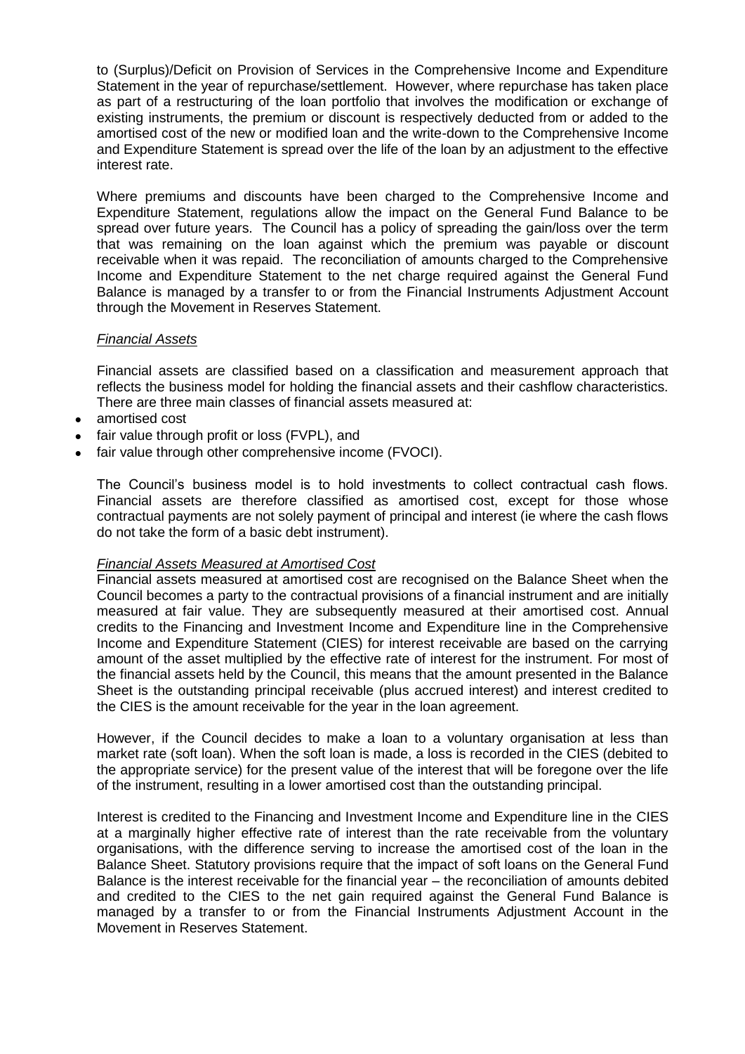to (Surplus)/Deficit on Provision of Services in the Comprehensive Income and Expenditure Statement in the year of repurchase/settlement. However, where repurchase has taken place as part of a restructuring of the loan portfolio that involves the modification or exchange of existing instruments, the premium or discount is respectively deducted from or added to the amortised cost of the new or modified loan and the write-down to the Comprehensive Income and Expenditure Statement is spread over the life of the loan by an adjustment to the effective interest rate.

Where premiums and discounts have been charged to the Comprehensive Income and Expenditure Statement, regulations allow the impact on the General Fund Balance to be spread over future years. The Council has a policy of spreading the gain/loss over the term that was remaining on the loan against which the premium was payable or discount receivable when it was repaid. The reconciliation of amounts charged to the Comprehensive Income and Expenditure Statement to the net charge required against the General Fund Balance is managed by a transfer to or from the Financial Instruments Adjustment Account through the Movement in Reserves Statement.

*Financial Assets*

Financial assets are classified based on a classification and measurement approach that reflects the business model for holding the financial assets and their cashflow characteristics. There are three main classes of financial assets measured at:

- amortised cost
- fair value through profit or loss (FVPL), and
- fair value through other comprehensive income (FVOCI).

The Council's business model is to hold investments to collect contractual cash flows. Financial assets are therefore classified as amortised cost, except for those whose contractual payments are not solely payment of principal and interest (ie where the cash flows do not take the form of a basic debt instrument).

*Financial Assets Measured at Amortised Cost*

Financial assets measured at amortised cost are recognised on the Balance Sheet when the Council becomes a party to the contractual provisions of a financial instrument and are initially measured at fair value. They are subsequently measured at their amortised cost. Annual credits to the Financing and Investment Income and Expenditure line in the Comprehensive Income and Expenditure Statement (CIES) for interest receivable are based on the carrying amount of the asset multiplied by the effective rate of interest for the instrument. For most of the financial assets held by the Council, this means that the amount presented in the Balance Sheet is the outstanding principal receivable (plus accrued interest) and interest credited to the CIES is the amount receivable for the year in the loan agreement.

However, if the Council decides to make a loan to a voluntary organisation at less than market rate (soft loan). When the soft loan is made, a loss is recorded in the CIES (debited to the appropriate service) for the present value of the interest that will be foregone over the life of the instrument, resulting in a lower amortised cost than the outstanding principal.

Interest is credited to the Financing and Investment Income and Expenditure line in the CIES at a marginally higher effective rate of interest than the rate receivable from the voluntary organisations, with the difference serving to increase the amortised cost of the loan in the Balance Sheet. Statutory provisions require that the impact of soft loans on the General Fund Balance is the interest receivable for the financial year – the reconciliation of amounts debited and credited to the CIES to the net gain required against the General Fund Balance is managed by a transfer to or from the Financial Instruments Adjustment Account in the Movement in Reserves Statement.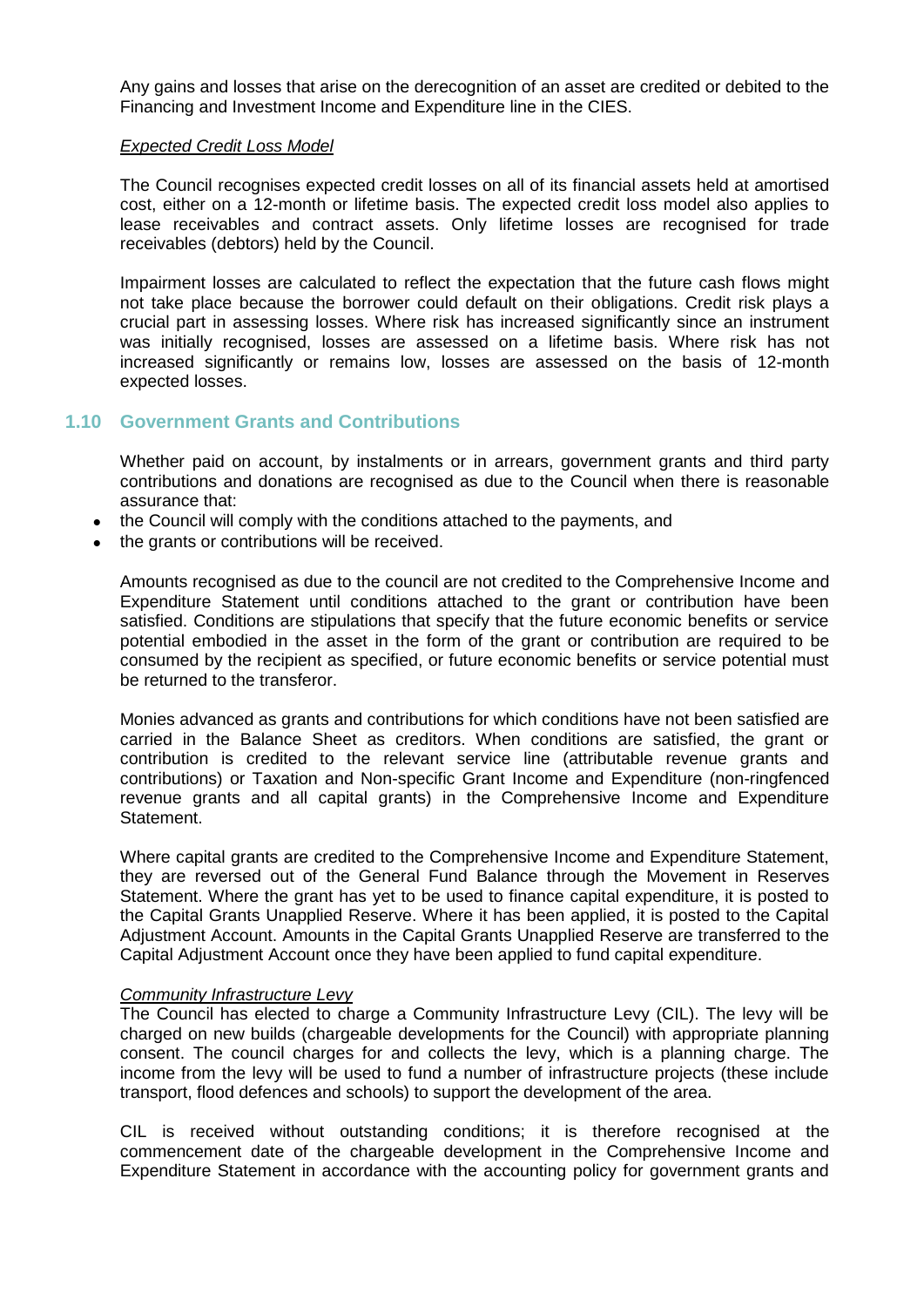Any gains and losses that arise on the derecognition of an asset are credited or debited to the Financing and Investment Income and Expenditure line in the CIES.

*Expected Credit Loss Model*

The Council recognises expected credit losses on all of its financial assets held at amortised cost, either on a 12-month or lifetime basis. The expected credit loss model also applies to lease receivables and contract assets. Only lifetime losses are recognised for trade receivables (debtors) held by the Council.

Impairment losses are calculated to reflect the expectation that the future cash flows might not take place because the borrower could default on their obligations. Credit risk plays a crucial part in assessing losses. Where risk has increased significantly since an instrument was initially recognised, losses are assessed on a lifetime basis. Where risk has not increased significantly or remains low, losses are assessed on the basis of 12-month expected losses.

## 1.10 Government Grants and Contributions

Whether paid on account, by instalments or in arrears, government grants and third party contributions and donations are recognised as due to the Council when there is reasonable assurance that:

- the Council will comply with the conditions attached to the payments, and
- the grants or contributions will be received.

Amounts recognised as due to the council are not credited to the Comprehensive Income and Expenditure Statement until conditions attached to the grant or contribution have been satisfied. Conditions are stipulations that specify that the future economic benefits or service potential embodied in the asset in the form of the grant or contribution are required to be consumed by the recipient as specified, or future economic benefits or service potential must be returned to the transferor.

Monies advanced as grants and contributions for which conditions have not been satisfied are carried in the Balance Sheet as creditors. When conditions are satisfied, the grant or contribution is credited to the relevant service line (attributable revenue grants and contributions) or Taxation and Non-specific Grant Income and Expenditure (non-ringfenced revenue grants and all capital grants) in the Comprehensive Income and Expenditure Statement.

Where capital grants are credited to the Comprehensive Income and Expenditure Statement, they are reversed out of the General Fund Balance through the Movement in Reserves Statement. Where the grant has yet to be used to finance capital expenditure, it is posted to the Capital Grants Unapplied Reserve. Where it has been applied, it is posted to the Capital Adjustment Account. Amounts in the Capital Grants Unapplied Reserve are transferred to the Capital Adjustment Account once they have been applied to fund capital expenditure.

*Community Infrastructure Levy*

The Council has elected to charge a Community Infrastructure Levy (CIL). The levy will be charged on new builds (chargeable developments for the Council) with appropriate planning consent. The council charges for and collects the levy, which is a planning charge. The income from the levy will be used to fund a number of infrastructure projects (these include transport, flood defences and schools) to support the development of the area.

CIL is received without outstanding conditions; it is therefore recognised at the commencement date of the chargeable development in the Comprehensive Income and Expenditure Statement in accordance with the accounting policy for government grants and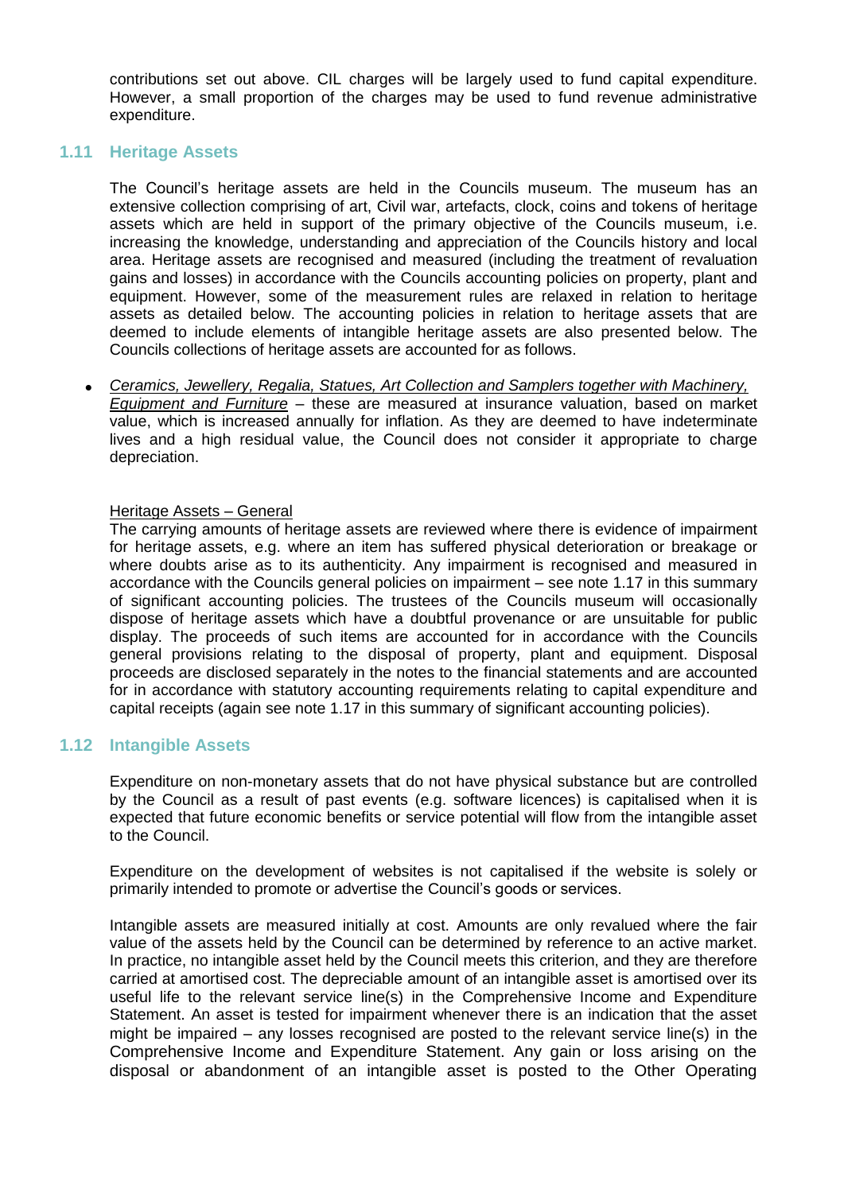contributions set out above. CIL charges will be largely used to fund capital expenditure. However, a small proportion of the charges may be used to fund revenue administrative expenditure.

## 1.11 Heritage Assets

The Council's heritage assets are held in the Councils museum. The museum has an extensive collection comprising of art, Civil war, artefacts, clock, coins and tokens of heritage assets which are held in support of the primary objective of the Councils museum, i.e. increasing the knowledge, understanding and appreciation of the Councils history and local area. Heritage assets are recognised and measured (including the treatment of revaluation gains and losses) in accordance with the Councils accounting policies on property, plant and equipment. However, some of the measurement rules are relaxed in relation to heritage assets as detailed below. The accounting policies in relation to heritage assets that are deemed to include elements of intangible heritage assets are also presented below. The Councils collections of heritage assets are accounted for as follows.

- *Ceramics, Jewellery, Regalia, Statues, Art Collection and Samplers together with Machinery, Equipment and Furniture* – these are measured at insurance valuation, based on market value, which is increased annually for inflation. As they are deemed to have indeterminate lives and a high residual value, the Council does not consider it appropriate to charge depreciation.

Heritage Assets – General

The carrying amounts of heritage assets are reviewed where there is evidence of impairment for heritage assets, e.g. where an item has suffered physical deterioration or breakage or where doubts arise as to its authenticity. Any impairment is recognised and measured in accordance with the Councils general policies on impairment – see note 1.17 in this summary of significant accounting policies. The trustees of the Councils museum will occasionally dispose of heritage assets which have a doubtful provenance or are unsuitable for public display. The proceeds of such items are accounted for in accordance with the Councils general provisions relating to the disposal of property, plant and equipment. Disposal proceeds are disclosed separately in the notes to the financial statements and are accounted for in accordance with statutory accounting requirements relating to capital expenditure and capital receipts (again see note 1.17 in this summary of significant accounting policies).

## 1.12 Intangible Assets

Expenditure on non-monetary assets that do not have physical substance but are controlled by the Council as a result of past events (e.g. software licences) is capitalised when it is expected that future economic benefits or service potential will flow from the intangible asset to the Council.

Expenditure on the development of websites is not capitalised if the website is solely or primarily intended to promote or advertise the Council's goods or services.

Intangible assets are measured initially at cost. Amounts are only revalued where the fair value of the assets held by the Council can be determined by reference to an active market. In practice, no intangible asset held by the Council meets this criterion, and they are therefore carried at amortised cost. The depreciable amount of an intangible asset is amortised over its useful life to the relevant service line(s) in the Comprehensive Income and Expenditure Statement. An asset is tested for impairment whenever there is an indication that the asset might be impaired – any losses recognised are posted to the relevant service line(s) in the Comprehensive Income and Expenditure Statement. Any gain or loss arising on the disposal or abandonment of an intangible asset is posted to the Other Operating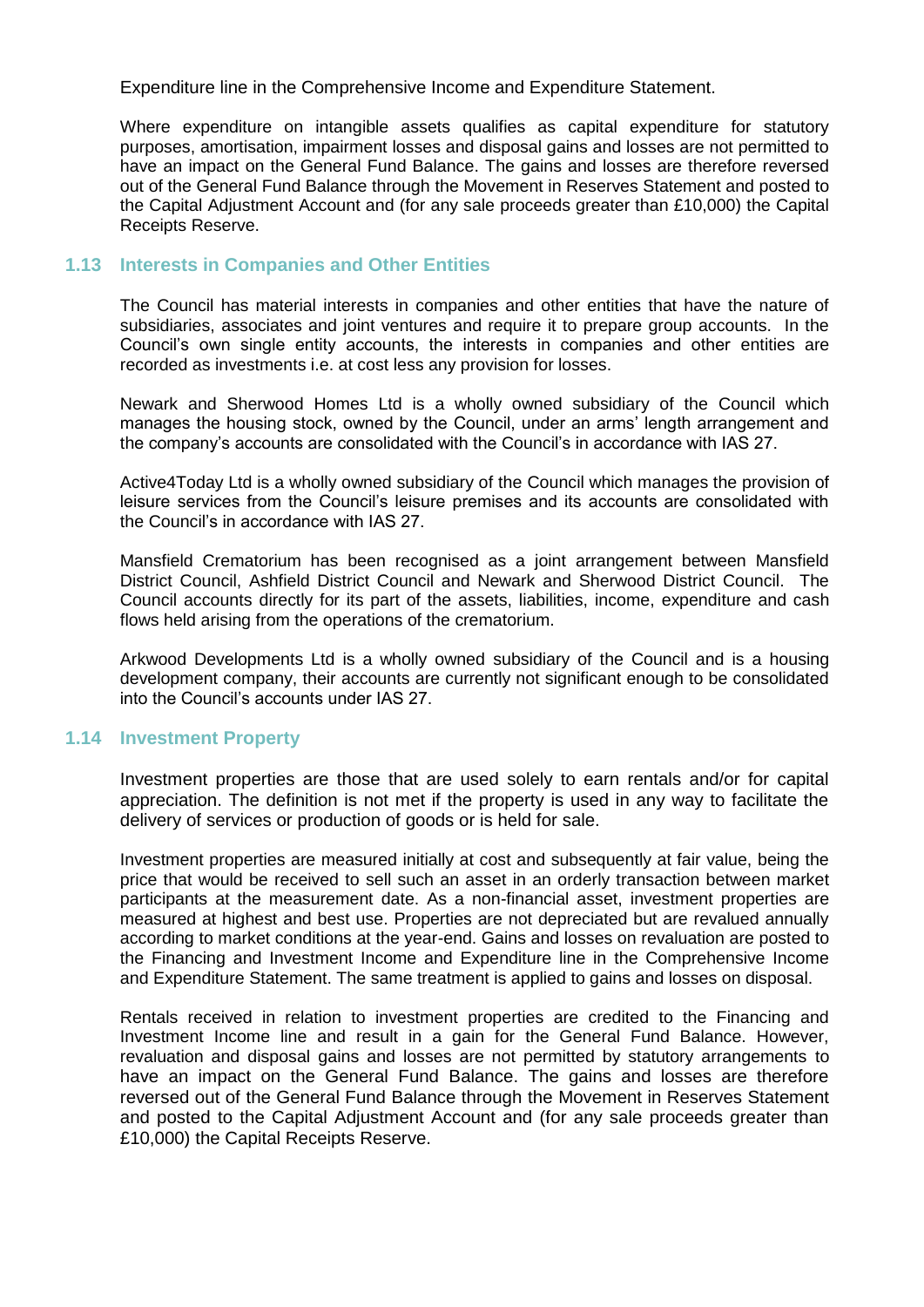Expenditure line in the Comprehensive Income and Expenditure Statement.

Where expenditure on intangible assets qualifies as capital expenditure for statutory purposes, amortisation, impairment losses and disposal gains and losses are not permitted to have an impact on the General Fund Balance. The gains and losses are therefore reversed out of the General Fund Balance through the Movement in Reserves Statement and posted to the Capital Adjustment Account and (for any sale proceeds greater than £10,000) the Capital Receipts Reserve.

### 1.13 Interests in Companies and Other Entities

The Council has material interests in companies and other entities that have the nature of subsidiaries, associates and joint ventures and require it to prepare group accounts. In the Council's own single entity accounts, the interests in companies and other entities are recorded as investments i.e. at cost less any provision for losses.

Newark and Sherwood Homes Ltd is a wholly owned subsidiary of the Council which manages the housing stock, owned by the Council, under an arms' length arrangement and the company's accounts are consolidated with the Council's in accordance with IAS 27.

Active4Today Ltd is a wholly owned subsidiary of the Council which manages the provision of leisure services from the Council's leisure premises and its accounts are consolidated with the Council's in accordance with IAS 27.

Mansfield Crematorium has been recognised as a joint arrangement between Mansfield District Council, Ashfield District Council and Newark and Sherwood District Council. The Council accounts directly for its part of the assets, liabilities, income, expenditure and cash flows held arising from the operations of the crematorium.

Arkwood Developments Ltd is a wholly owned subsidiary of the Council and is a housing development company, their accounts are currently not significant enough to be consolidated into the Council's accounts under IAS 27.

### 1.14 Investment Property

Investment properties are those that are used solely to earn rentals and/or for capital appreciation. The definition is not met if the property is used in any way to facilitate the delivery of services or production of goods or is held for sale.

Investment properties are measured initially at cost and subsequently at fair value, being the price that would be received to sell such an asset in an orderly transaction between market participants at the measurement date. As a non-financial asset, investment properties are measured at highest and best use. Properties are not depreciated but are revalued annually according to market conditions at the year-end. Gains and losses on revaluation are posted to the Financing and Investment Income and Expenditure line in the Comprehensive Income and Expenditure Statement. The same treatment is applied to gains and losses on disposal.

Rentals received in relation to investment properties are credited to the Financing and Investment Income line and result in a gain for the General Fund Balance. However, revaluation and disposal gains and losses are not permitted by statutory arrangements to have an impact on the General Fund Balance. The gains and losses are therefore reversed out of the General Fund Balance through the Movement in Reserves Statement and posted to the Capital Adjustment Account and (for any sale proceeds greater than £10,000) the Capital Receipts Reserve.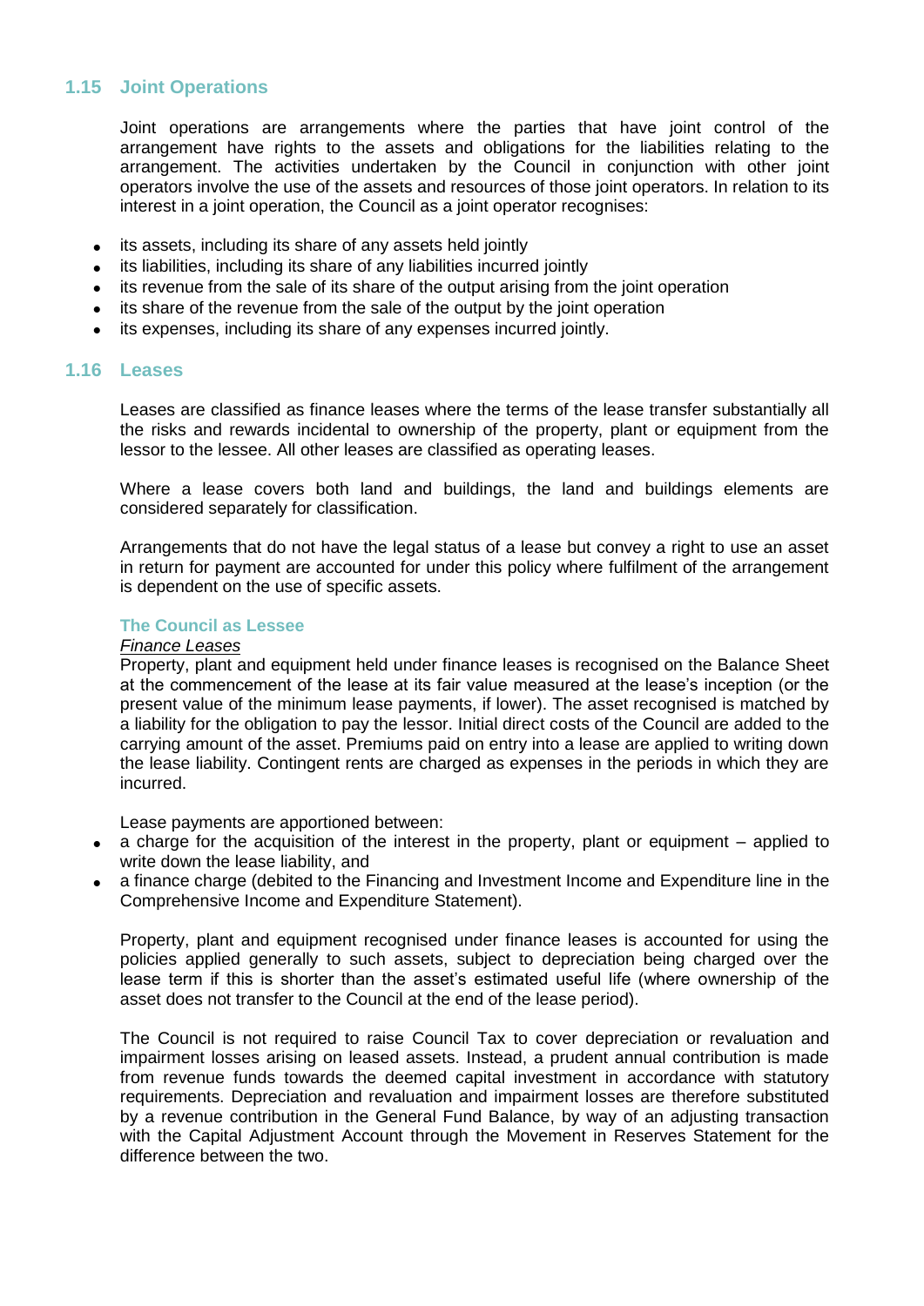## 1.15 Joint Operations

Joint operations are arrangements where the parties that have joint control of the arrangement have rights to the assets and obligations for the liabilities relating to the arrangement. The activities undertaken by the Council in conjunction with other joint operators involve the use of the assets and resources of those joint operators. In relation to its interest in a joint operation, the Council as a joint operator recognises:

- its assets, including its share of any assets held jointly
- its liabilities, including its share of any liabilities incurred jointly
- its revenue from the sale of its share of the output arising from the joint operation
- its share of the revenue from the sale of the output by the joint operation
- its expenses, including its share of any expenses incurred jointly.

## 1.16 Leases

Leases are classified as finance leases where the terms of the lease transfer substantially all the risks and rewards incidental to ownership of the property, plant or equipment from the lessor to the lessee. All other leases are classified as operating leases.

Where a lease covers both land and buildings, the land and buildings elements are considered separately for classification.

Arrangements that do not have the legal status of a lease but convey a right to use an asset in return for payment are accounted for under this policy where fulfilment of the arrangement is dependent on the use of specific assets.

### The Council as Lessee

*Finance Leases*

Property, plant and equipment held under finance leases is recognised on the Balance Sheet at the commencement of the lease at its fair value measured at the lease's inception (or the present value of the minimum lease payments, if lower). The asset recognised is matched by a liability for the obligation to pay the lessor. Initial direct costs of the Council are added to the carrying amount of the asset. Premiums paid on entry into a lease are applied to writing down the lease liability. Contingent rents are charged as expenses in the periods in which they are incurred.

Lease payments are apportioned between:

- a charge for the acquisition of the interest in the property, plant or equipment – applied to write down the lease liability, and
- a finance charge (debited to the Financing and Investment Income and Expenditure line in the Comprehensive Income and Expenditure Statement).

Property, plant and equipment recognised under finance leases is accounted for using the policies applied generally to such assets, subject to depreciation being charged over the lease term if this is shorter than the asset's estimated useful life (where ownership of the asset does not transfer to the Council at the end of the lease period).

The Council is not required to raise Council Tax to cover depreciation or revaluation and impairment losses arising on leased assets. Instead, a prudent annual contribution is made from revenue funds towards the deemed capital investment in accordance with statutory requirements. Depreciation and revaluation and impairment losses are therefore substituted by a revenue contribution in the General Fund Balance, by way of an adjusting transaction with the Capital Adjustment Account through the Movement in Reserves Statement for the difference between the two.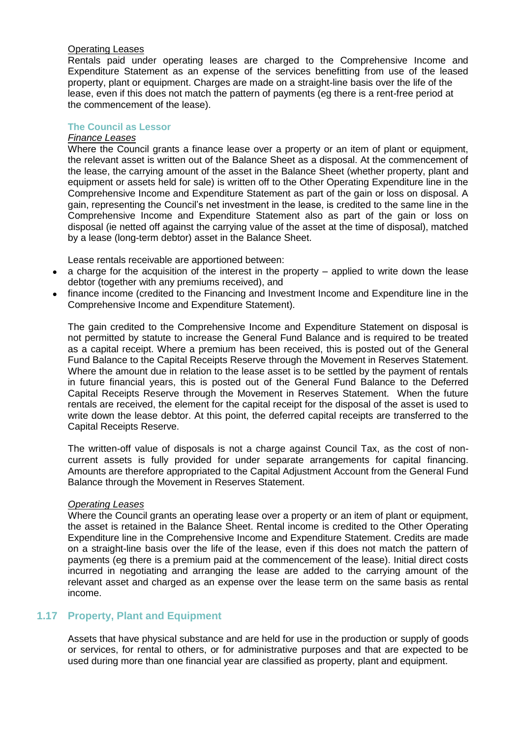Operating Leases

Rentals paid under operating leases are charged to the Comprehensive Income and Expenditure Statement as an expense of the services benefitting from use of the leased property, plant or equipment. Charges are made on a straight-line basis over the life of the lease, even if this does not match the pattern of payments (eg there is a rent-free period at the commencement of the lease).

### The Council as Lessor

*Finance Leases*

Where the Council grants a finance lease over a property or an item of plant or equipment, the relevant asset is written out of the Balance Sheet as a disposal. At the commencement of the lease, the carrying amount of the asset in the Balance Sheet (whether property, plant and equipment or assets held for sale) is written off to the Other Operating Expenditure line in the Comprehensive Income and Expenditure Statement as part of the gain or loss on disposal. A gain, representing the Council's net investment in the lease, is credited to the same line in the Comprehensive Income and Expenditure Statement also as part of the gain or loss on disposal (ie netted off against the carrying value of the asset at the time of disposal), matched by a lease (long-term debtor) asset in the Balance Sheet.

Lease rentals receivable are apportioned between:

- a charge for the acquisition of the interest in the property – applied to write down the lease debtor (together with any premiums received), and
- finance income (credited to the Financing and Investment Income and Expenditure line in the Comprehensive Income and Expenditure Statement).

The gain credited to the Comprehensive Income and Expenditure Statement on disposal is not permitted by statute to increase the General Fund Balance and is required to be treated as a capital receipt. Where a premium has been received, this is posted out of the General Fund Balance to the Capital Receipts Reserve through the Movement in Reserves Statement. Where the amount due in relation to the lease asset is to be settled by the payment of rentals in future financial years, this is posted out of the General Fund Balance to the Deferred Capital Receipts Reserve through the Movement in Reserves Statement. When the future rentals are received, the element for the capital receipt for the disposal of the asset is used to write down the lease debtor. At this point, the deferred capital receipts are transferred to the Capital Receipts Reserve.

The written-off value of disposals is not a charge against Council Tax, as the cost of non-current assets is fully provided for under separate arrangements for capital financing. Amounts are therefore appropriated to the Capital Adjustment Account from the General Fund Balance through the Movement in Reserves Statement.

*Operating Leases*

Where the Council grants an operating lease over a property or an item of plant or equipment, the asset is retained in the Balance Sheet. Rental income is credited to the Other Operating Expenditure line in the Comprehensive Income and Expenditure Statement. Credits are made on a straight-line basis over the life of the lease, even if this does not match the pattern of payments (eg there is a premium paid at the commencement of the lease). Initial direct costs incurred in negotiating and arranging the lease are added to the carrying amount of the relevant asset and charged as an expense over the lease term on the same basis as rental income.

## 1.17 Property, Plant and Equipment

Assets that have physical substance and are held for use in the production or supply of goods or services, for rental to others, or for administrative purposes and that are expected to be used during more than one financial year are classified as property, plant and equipment.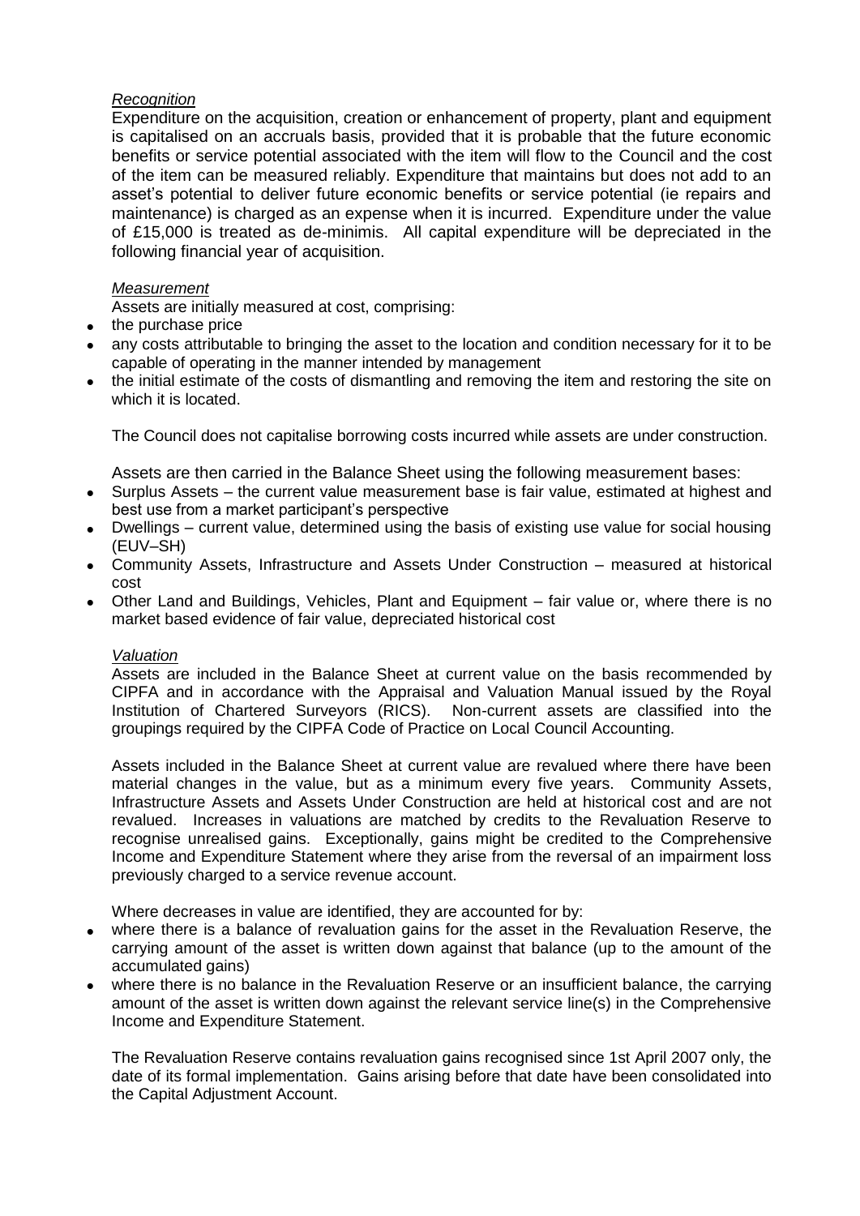*Recognition*

Expenditure on the acquisition, creation or enhancement of property, plant and equipment is capitalised on an accruals basis, provided that it is probable that the future economic benefits or service potential associated with the item will flow to the Council and the cost of the item can be measured reliably. Expenditure that maintains but does not add to an asset's potential to deliver future economic benefits or service potential (ie repairs and maintenance) is charged as an expense when it is incurred. Expenditure under the value of £15,000 is treated as de-minimis. All capital expenditure will be depreciated in the following financial year of acquisition.

*Measurement*

Assets are initially measured at cost, comprising:

- the purchase price
- any costs attributable to bringing the asset to the location and condition necessary for it to be capable of operating in the manner intended by management
- the initial estimate of the costs of dismantling and removing the item and restoring the site on which it is located.

The Council does not capitalise borrowing costs incurred while assets are under construction.

Assets are then carried in the Balance Sheet using the following measurement bases:

- Surplus Assets – the current value measurement base is fair value, estimated at highest and best use from a market participant's perspective
- Dwellings – current value, determined using the basis of existing use value for social housing (EUV–SH)
- Community Assets, Infrastructure and Assets Under Construction – measured at historical cost
- Other Land and Buildings, Vehicles, Plant and Equipment – fair value or, where there is no market based evidence of fair value, depreciated historical cost

*Valuation*

Assets are included in the Balance Sheet at current value on the basis recommended by CIPFA and in accordance with the Appraisal and Valuation Manual issued by the Royal Institution of Chartered Surveyors (RICS). Non-current assets are classified into the groupings required by the CIPFA Code of Practice on Local Council Accounting.

Assets included in the Balance Sheet at current value are revalued where there have been material changes in the value, but as a minimum every five years. Community Assets, Infrastructure Assets and Assets Under Construction are held at historical cost and are not revalued. Increases in valuations are matched by credits to the Revaluation Reserve to recognise unrealised gains. Exceptionally, gains might be credited to the Comprehensive Income and Expenditure Statement where they arise from the reversal of an impairment loss previously charged to a service revenue account.

Where decreases in value are identified, they are accounted for by:

- where there is a balance of revaluation gains for the asset in the Revaluation Reserve, the carrying amount of the asset is written down against that balance (up to the amount of the accumulated gains)
- where there is no balance in the Revaluation Reserve or an insufficient balance, the carrying amount of the asset is written down against the relevant service line(s) in the Comprehensive Income and Expenditure Statement.

The Revaluation Reserve contains revaluation gains recognised since 1st April 2007 only, the date of its formal implementation. Gains arising before that date have been consolidated into the Capital Adjustment Account.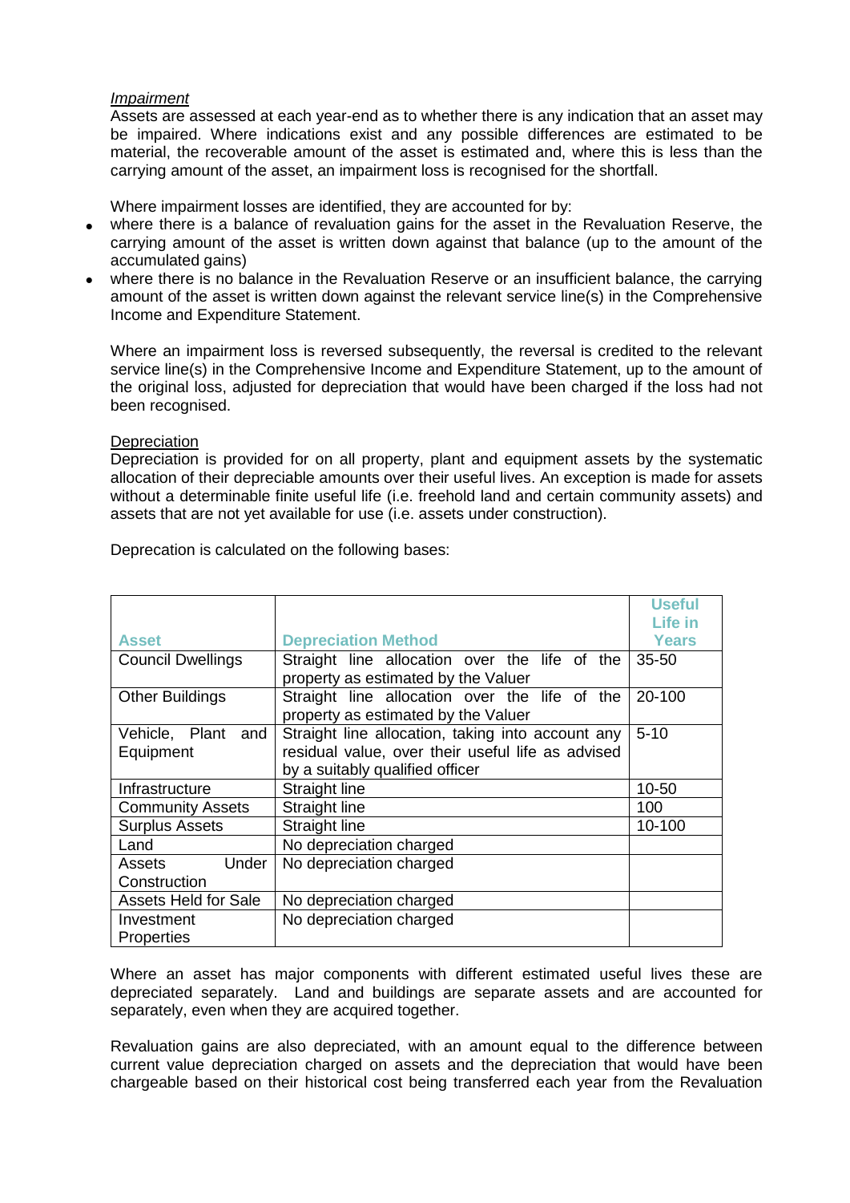*Impairment*

Assets are assessed at each year-end as to whether there is any indication that an asset may be impaired. Where indications exist and any possible differences are estimated to be material, the recoverable amount of the asset is estimated and, where this is less than the carrying amount of the asset, an impairment loss is recognised for the shortfall.

Where impairment losses are identified, they are accounted for by:

- where there is a balance of revaluation gains for the asset in the Revaluation Reserve, the carrying amount of the asset is written down against that balance (up to the amount of the accumulated gains)
- where there is no balance in the Revaluation Reserve or an insufficient balance, the carrying amount of the asset is written down against the relevant service line(s) in the Comprehensive Income and Expenditure Statement.

Where an impairment loss is reversed subsequently, the reversal is credited to the relevant service line(s) in the Comprehensive Income and Expenditure Statement, up to the amount of the original loss, adjusted for depreciation that would have been charged if the loss had not been recognised.

Depreciation

Depreciation is provided for on all property, plant and equipment assets by the systematic allocation of their depreciable amounts over their useful lives. An exception is made for assets without a determinable finite useful life (i.e. freehold land and certain community assets) and assets that are not yet available for use (i.e. assets under construction).

Deprecation is calculated on the following bases:

| Asset | Depreciation Method | Useful Life in Years |
|---|---|---|
| Council Dwellings | Straight line allocation over the life of the property as estimated by the Valuer | 35-50 |
| Other Buildings | Straight line allocation over the life of the property as estimated by the Valuer | 20-100 |
| Vehicle, Plant and Equipment | Straight line allocation, taking into account any residual value, over their useful life as advised by a suitably qualified officer | 5-10 |
| Infrastructure | Straight line | 10-50 |
| Community Assets | Straight line | 100 |
| Surplus Assets | Straight line | 10-100 |
| Land | No depreciation charged | |
| Assets Under Construction | No depreciation charged | |
| Assets Held for Sale | No depreciation charged | |
| Investment Properties | No depreciation charged | |

Where an asset has major components with different estimated useful lives these are depreciated separately. Land and buildings are separate assets and are accounted for separately, even when they are acquired together.

Revaluation gains are also depreciated, with an amount equal to the difference between current value depreciation charged on assets and the depreciation that would have been chargeable based on their historical cost being transferred each year from the Revaluation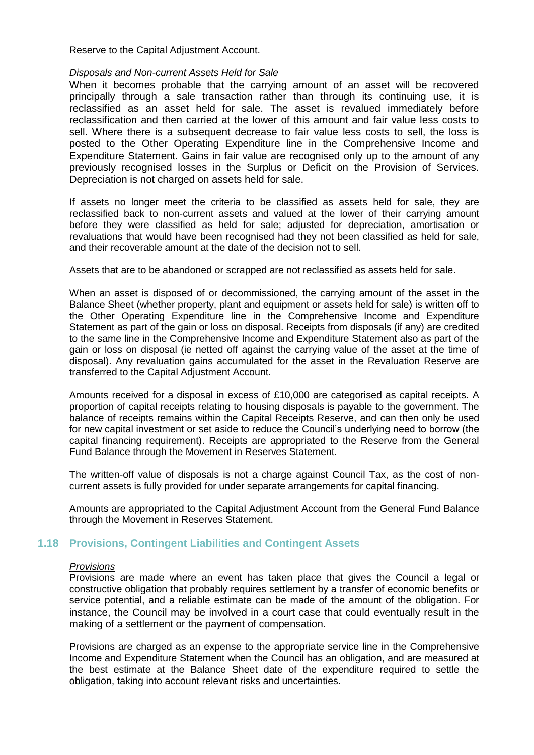Reserve to the Capital Adjustment Account.

*Disposals and Non-current Assets Held for Sale*

When it becomes probable that the carrying amount of an asset will be recovered principally through a sale transaction rather than through its continuing use, it is reclassified as an asset held for sale. The asset is revalued immediately before reclassification and then carried at the lower of this amount and fair value less costs to sell. Where there is a subsequent decrease to fair value less costs to sell, the loss is posted to the Other Operating Expenditure line in the Comprehensive Income and Expenditure Statement. Gains in fair value are recognised only up to the amount of any previously recognised losses in the Surplus or Deficit on the Provision of Services. Depreciation is not charged on assets held for sale.

If assets no longer meet the criteria to be classified as assets held for sale, they are reclassified back to non-current assets and valued at the lower of their carrying amount before they were classified as held for sale; adjusted for depreciation, amortisation or revaluations that would have been recognised had they not been classified as held for sale, and their recoverable amount at the date of the decision not to sell.

Assets that are to be abandoned or scrapped are not reclassified as assets held for sale.

When an asset is disposed of or decommissioned, the carrying amount of the asset in the Balance Sheet (whether property, plant and equipment or assets held for sale) is written off to the Other Operating Expenditure line in the Comprehensive Income and Expenditure Statement as part of the gain or loss on disposal. Receipts from disposals (if any) are credited to the same line in the Comprehensive Income and Expenditure Statement also as part of the gain or loss on disposal (ie netted off against the carrying value of the asset at the time of disposal). Any revaluation gains accumulated for the asset in the Revaluation Reserve are transferred to the Capital Adjustment Account.

Amounts received for a disposal in excess of £10,000 are categorised as capital receipts. A proportion of capital receipts relating to housing disposals is payable to the government. The balance of receipts remains within the Capital Receipts Reserve, and can then only be used for new capital investment or set aside to reduce the Council's underlying need to borrow (the capital financing requirement). Receipts are appropriated to the Reserve from the General Fund Balance through the Movement in Reserves Statement.

The written-off value of disposals is not a charge against Council Tax, as the cost of non-current assets is fully provided for under separate arrangements for capital financing.

Amounts are appropriated to the Capital Adjustment Account from the General Fund Balance through the Movement in Reserves Statement.

## 1.18 Provisions, Contingent Liabilities and Contingent Assets

*Provisions*

Provisions are made where an event has taken place that gives the Council a legal or constructive obligation that probably requires settlement by a transfer of economic benefits or service potential, and a reliable estimate can be made of the amount of the obligation. For instance, the Council may be involved in a court case that could eventually result in the making of a settlement or the payment of compensation.

Provisions are charged as an expense to the appropriate service line in the Comprehensive Income and Expenditure Statement when the Council has an obligation, and are measured at the best estimate at the Balance Sheet date of the expenditure required to settle the obligation, taking into account relevant risks and uncertainties.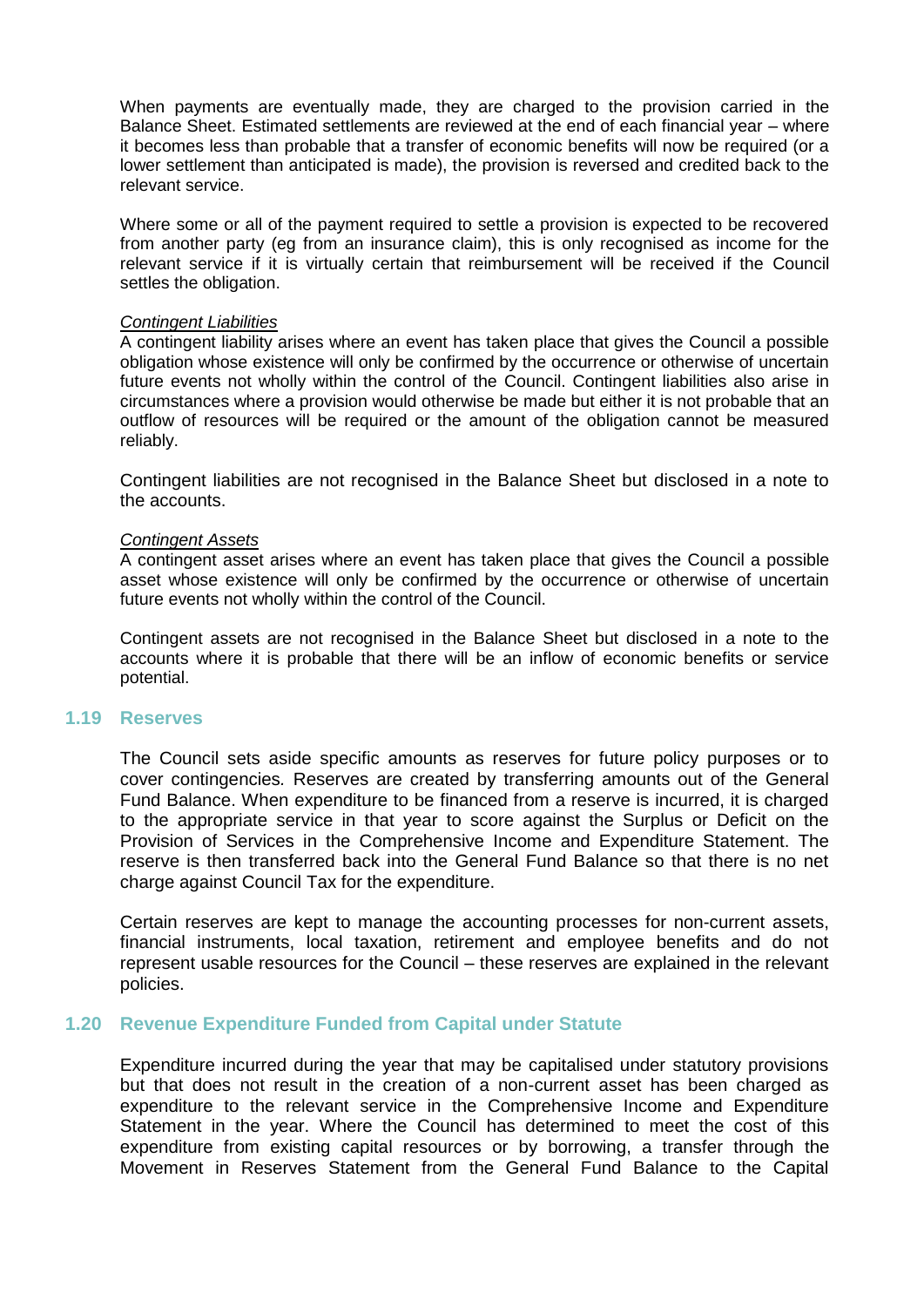When payments are eventually made, they are charged to the provision carried in the Balance Sheet. Estimated settlements are reviewed at the end of each financial year – where it becomes less than probable that a transfer of economic benefits will now be required (or a lower settlement than anticipated is made), the provision is reversed and credited back to the relevant service.

Where some or all of the payment required to settle a provision is expected to be recovered from another party (eg from an insurance claim), this is only recognised as income for the relevant service if it is virtually certain that reimbursement will be received if the Council settles the obligation.

*Contingent Liabilities*
A contingent liability arises where an event has taken place that gives the Council a possible obligation whose existence will only be confirmed by the occurrence or otherwise of uncertain future events not wholly within the control of the Council. Contingent liabilities also arise in circumstances where a provision would otherwise be made but either it is not probable that an outflow of resources will be required or the amount of the obligation cannot be measured reliably.

Contingent liabilities are not recognised in the Balance Sheet but disclosed in a note to the accounts.

*Contingent Assets*
A contingent asset arises where an event has taken place that gives the Council a possible asset whose existence will only be confirmed by the occurrence or otherwise of uncertain future events not wholly within the control of the Council.

Contingent assets are not recognised in the Balance Sheet but disclosed in a note to the accounts where it is probable that there will be an inflow of economic benefits or service potential.

## 1.19 Reserves

The Council sets aside specific amounts as reserves for future policy purposes or to cover contingencies. Reserves are created by transferring amounts out of the General Fund Balance. When expenditure to be financed from a reserve is incurred, it is charged to the appropriate service in that year to score against the Surplus or Deficit on the Provision of Services in the Comprehensive Income and Expenditure Statement. The reserve is then transferred back into the General Fund Balance so that there is no net charge against Council Tax for the expenditure.

Certain reserves are kept to manage the accounting processes for non-current assets, financial instruments, local taxation, retirement and employee benefits and do not represent usable resources for the Council – these reserves are explained in the relevant policies.

## 1.20 Revenue Expenditure Funded from Capital under Statute

Expenditure incurred during the year that may be capitalised under statutory provisions but that does not result in the creation of a non-current asset has been charged as expenditure to the relevant service in the Comprehensive Income and Expenditure Statement in the year. Where the Council has determined to meet the cost of this expenditure from existing capital resources or by borrowing, a transfer through the Movement in Reserves Statement from the General Fund Balance to the Capital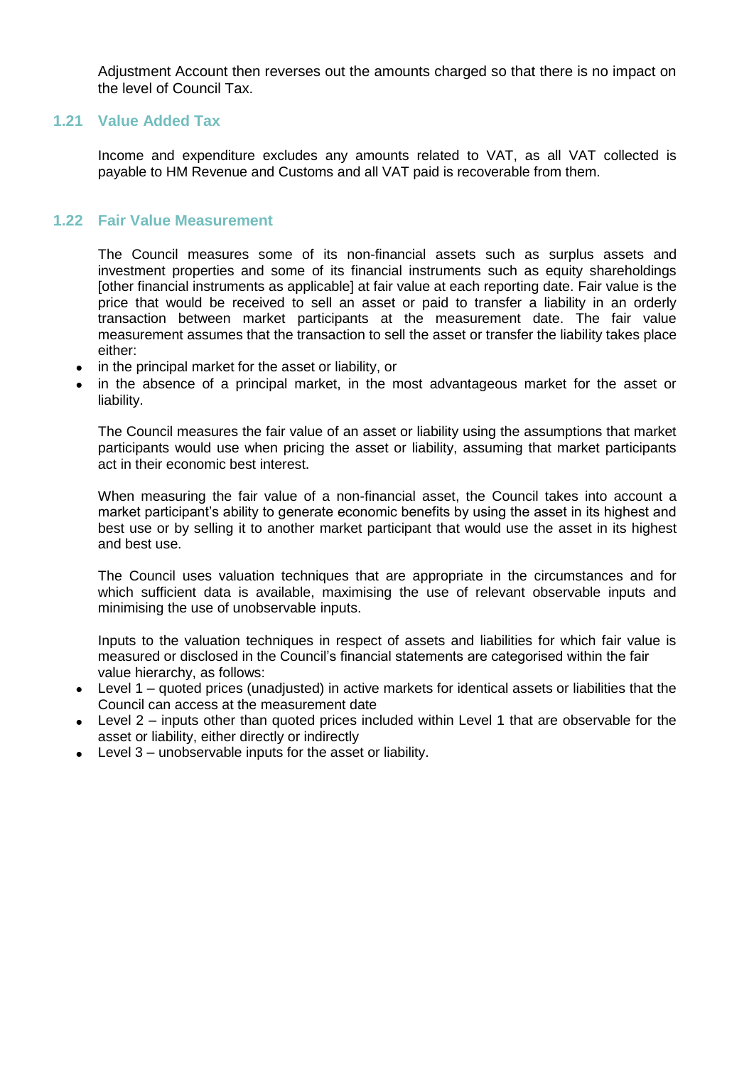Adjustment Account then reverses out the amounts charged so that there is no impact on the level of Council Tax.

## 1.21 Value Added Tax

Income and expenditure excludes any amounts related to VAT, as all VAT collected is payable to HM Revenue and Customs and all VAT paid is recoverable from them.

## 1.22 Fair Value Measurement

The Council measures some of its non-financial assets such as surplus assets and investment properties and some of its financial instruments such as equity shareholdings [other financial instruments as applicable] at fair value at each reporting date. Fair value is the price that would be received to sell an asset or paid to transfer a liability in an orderly transaction between market participants at the measurement date. The fair value measurement assumes that the transaction to sell the asset or transfer the liability takes place either:

- in the principal market for the asset or liability, or
- in the absence of a principal market, in the most advantageous market for the asset or liability.

The Council measures the fair value of an asset or liability using the assumptions that market participants would use when pricing the asset or liability, assuming that market participants act in their economic best interest.

When measuring the fair value of a non-financial asset, the Council takes into account a market participant's ability to generate economic benefits by using the asset in its highest and best use or by selling it to another market participant that would use the asset in its highest and best use.

The Council uses valuation techniques that are appropriate in the circumstances and for which sufficient data is available, maximising the use of relevant observable inputs and minimising the use of unobservable inputs.

Inputs to the valuation techniques in respect of assets and liabilities for which fair value is measured or disclosed in the Council's financial statements are categorised within the fair value hierarchy, as follows:

- Level 1 – quoted prices (unadjusted) in active markets for identical assets or liabilities that the Council can access at the measurement date
- Level 2 – inputs other than quoted prices included within Level 1 that are observable for the asset or liability, either directly or indirectly
- Level 3 – unobservable inputs for the asset or liability.